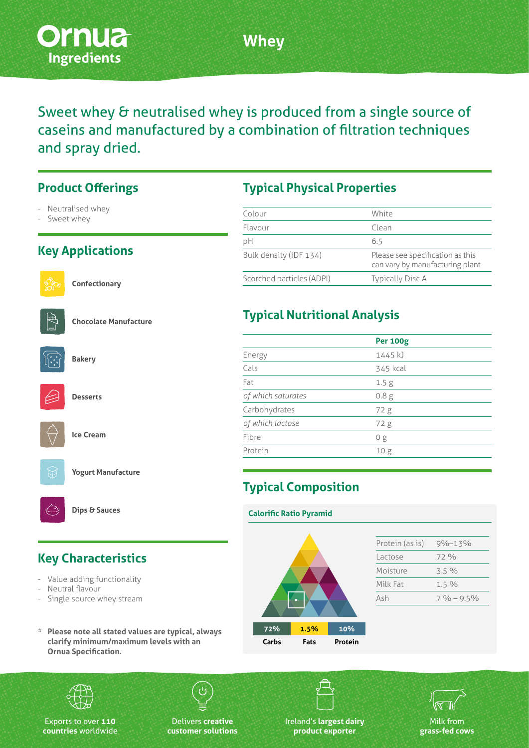# Ornua Ingredients

# Whey

Sweet whey & neutralised whey is produced from a single source of caseins and manufactured by a combination of filtration techniques and spray dried.

## Product Offerings

- Neutralised whey
- Sweet whey

## Key Applications

- Confectionary
- Chocolate Manufacture
- Bakery
- Desserts
- Ice Cream
- Yogurt Manufacture
- Dips & Sauces

## Key Characteristics

- Value adding functionality
- Neutral flavour
- Single source whey stream

**\* Please note all stated values are typical, always clarify minimum/maximum levels with an Ornua Specification.**

## Typical Physical Properties

| | |
|---|---|
| Colour | White |
| Flavour | Clean |
| pH | 6.5 |
| Bulk density (IDF 134) | Please see specification as this can vary by manufacturing plant |
| Scorched particles (ADPI) | Typically Disc A |

## Typical Nutritional Analysis

| | **Per 100g** |
|---|---|
| Energy | 1445 kJ |
| Cals | 345 kcal |
| Fat | 1.5 g |
| *of which saturates* | 0.8 g |
| Carbohydrates | 72 g |
| *of which lactose* | 72 g |
| Fibre | 0 g |
| Protein | 10 g |

## Typical Composition

**Calorific Ratio Pyramid**

| 72% | 1.5% | 10% |
|---|---|---|
| Carbs | Fats | Protein |

| | |
|---|---|
| Protein (as is) | 9%–13% |
| Lactose | 72 % |
| Moisture | 3.5 % |
| Milk Fat | 1.5 % |
| Ash | 7 % – 9.5% |

Exports to over **110 countries** worldwide

Delivers **creative customer solutions**

Ireland's **largest dairy product exporter**

Milk from **grass-fed cows**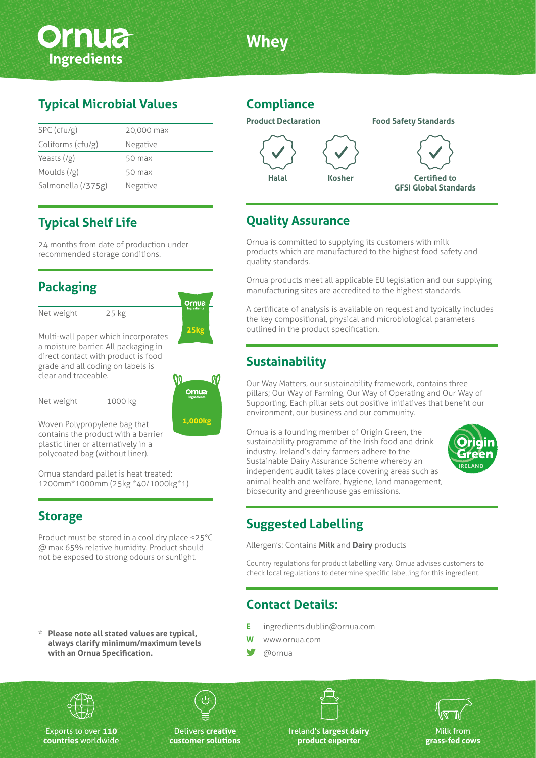# Ornua Ingredients

# Whey

## Typical Microbial Values

| | |
|---|---|
| SPC (cfu/g) | 20,000 max |
| Coliforms (cfu/g) | Negative |
| Yeasts (/g) | 50 max |
| Moulds (/g) | 50 max |
| Salmonella (/375g) | Negative |

## Typical Shelf Life

24 months from date of production under recommended storage conditions.

## Packaging

| | |
|---|---|
| Net weight | 25 kg |

Multi-wall paper which incorporates a moisture barrier. All packaging in direct contact with product is food grade and all coding on labels is clear and traceable.

| | |
|---|---|
| Net weight | 1000 kg |

Woven Polypropylene bag that contains the product with a barrier plastic liner or alternatively in a polycoated bag (without liner).

Ornua standard pallet is heat treated: 1200mm*1000mm (25kg *40/1000kg*1)

## Storage

Product must be stored in a cool dry place <25°C @ max 65% relative humidity. Product should not be exposed to strong odours or sunlight.

\* **Please note all stated values are typical, always clarify minimum/maximum levels with an Ornua Specification.**

## Compliance

**Product Declaration**

- Halal
- Kosher

**Food Safety Standards**

- Certified to GFSI Global Standards

## Quality Assurance

Ornua is committed to supplying its customers with milk products which are manufactured to the highest food safety and quality standards.

Ornua products meet all applicable EU legislation and our supplying manufacturing sites are accredited to the highest standards.

A certificate of analysis is available on request and typically includes the key compositional, physical and microbiological parameters outlined in the product specification.

## Sustainability

Our Way Matters, our sustainability framework, contains three pillars; Our Way of Farming, Our Way of Operating and Our Way of Supporting. Each pillar sets out positive initiatives that benefit our environment, our business and our community.

Ornua is a founding member of Origin Green, the sustainability programme of the Irish food and drink industry. Ireland's dairy farmers adhere to the Sustainable Dairy Assurance Scheme whereby an independent audit takes place covering areas such as animal health and welfare, hygiene, land management, biosecurity and greenhouse gas emissions.

## Suggested Labelling

Allergen's: Contains **Milk** and **Dairy** products

Country regulations for product labelling vary. Ornua advises customers to check local regulations to determine specific labelling for this ingredient.

## Contact Details:

- **E** ingredients.dublin@ornua.com
- **W** www.ornua.com
- @ornua

Exports to over **110 countries** worldwide

Delivers **creative customer solutions**

Ireland's **largest dairy product exporter**

Milk from **grass-fed cows**